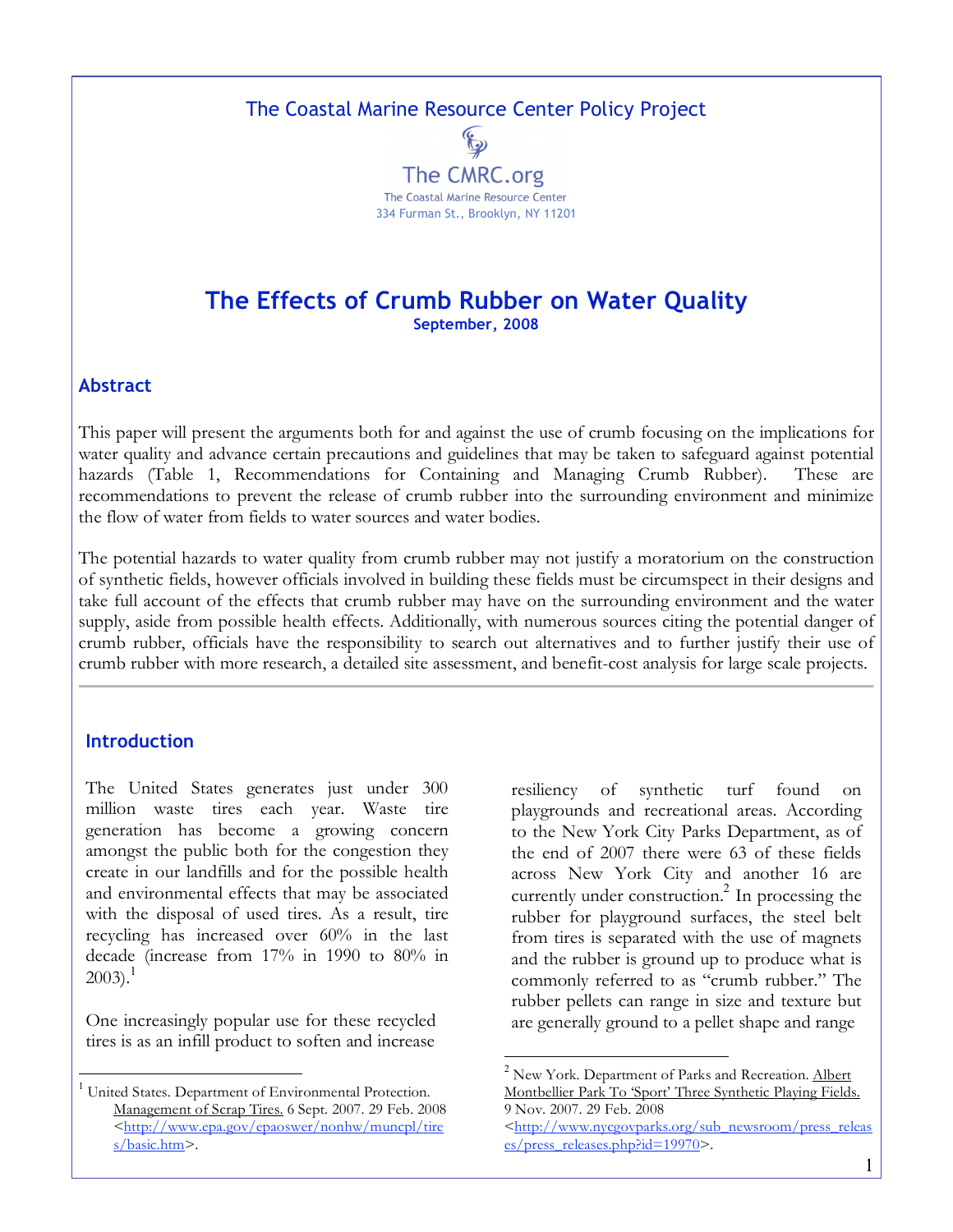The Coastal Marine Resource Center Policy Project

The CMRC.org

The Coastal Marine Resource Center
334 Furman St., Brooklyn, NY 11201

# The Effects of Crumb Rubber on Water Quality

**September, 2008**

## Abstract

This paper will present the arguments both for and against the use of crumb focusing on the implications for water quality and advance certain precautions and guidelines that may be taken to safeguard against potential hazards (Table 1, Recommendations for Containing and Managing Crumb Rubber). These are recommendations to prevent the release of crumb rubber into the surrounding environment and minimize the flow of water from fields to water sources and water bodies.

The potential hazards to water quality from crumb rubber may not justify a moratorium on the construction of synthetic fields, however officials involved in building these fields must be circumspect in their designs and take full account of the effects that crumb rubber may have on the surrounding environment and the water supply, aside from possible health effects. Additionally, with numerous sources citing the potential danger of crumb rubber, officials have the responsibility to search out alternatives and to further justify their use of crumb rubber with more research, a detailed site assessment, and benefit-cost analysis for large scale projects.

## Introduction

The United States generates just under 300 million waste tires each year. Waste tire generation has become a growing concern amongst the public both for the congestion they create in our landfills and for the possible health and environmental effects that may be associated with the disposal of used tires. As a result, tire recycling has increased over 60% in the last decade (increase from 17% in 1990 to 80% in 2003).[1]

One increasingly popular use for these recycled tires is as an infill product to soften and increase resiliency of synthetic turf found on playgrounds and recreational areas. According to the New York City Parks Department, as of the end of 2007 there were 63 of these fields across New York City and another 16 are currently under construction.[2] In processing the rubber for playground surfaces, the steel belt from tires is separated with the use of magnets and the rubber is ground up to produce what is commonly referred to as "crumb rubber." The rubber pellets can range in size and texture but are generally ground to a pellet shape and range

---

[1] United States. Department of Environmental Protection. Management of Scrap Tires. 6 Sept. 2007. 29 Feb. 2008 <http://www.epa.gov/epaoswer/nonhw/muncpl/tires/basic.htm>.

[2] New York. Department of Parks and Recreation. Albert Montbellier Park To 'Sport' Three Synthetic Playing Fields. 9 Nov. 2007. 29 Feb. 2008 <http://www.nycgovparks.org/sub_newsroom/press_releases/press_releases.php?id=19970>.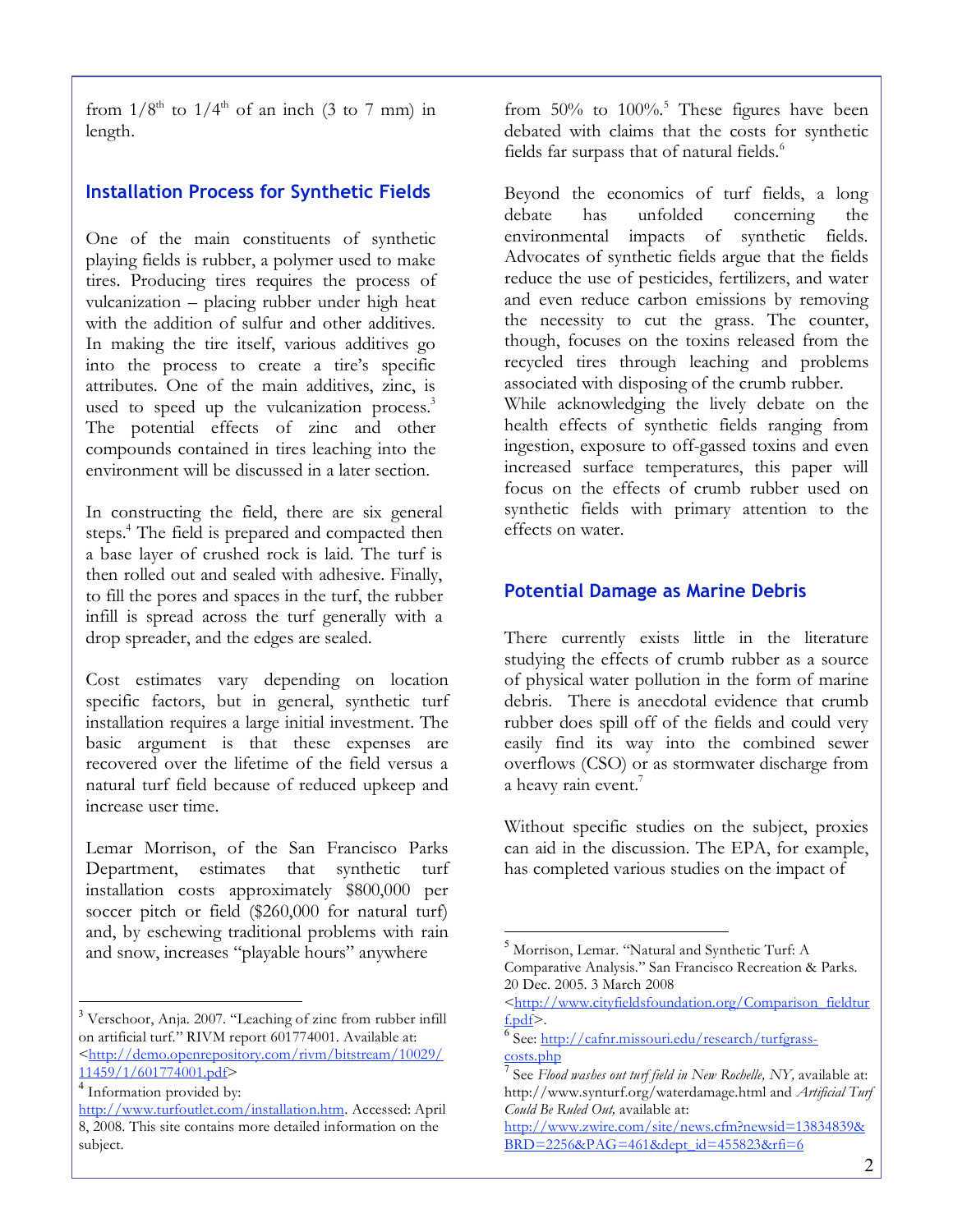from 1/8th to 1/4th of an inch (3 to 7 mm) in length.

## Installation Process for Synthetic Fields

One of the main constituents of synthetic playing fields is rubber, a polymer used to make tires. Producing tires requires the process of vulcanization – placing rubber under high heat with the addition of sulfur and other additives. In making the tire itself, various additives go into the process to create a tire's specific attributes. One of the main additives, zinc, is used to speed up the vulcanization process.[3] The potential effects of zinc and other compounds contained in tires leaching into the environment will be discussed in a later section.

In constructing the field, there are six general steps.[4] The field is prepared and compacted then a base layer of crushed rock is laid. The turf is then rolled out and sealed with adhesive. Finally, to fill the pores and spaces in the turf, the rubber infill is spread across the turf generally with a drop spreader, and the edges are sealed.

Cost estimates vary depending on location specific factors, but in general, synthetic turf installation requires a large initial investment. The basic argument is that these expenses are recovered over the lifetime of the field versus a natural turf field because of reduced upkeep and increase user time.

Lemar Morrison, of the San Francisco Parks Department, estimates that synthetic turf installation costs approximately $800,000 per soccer pitch or field ($260,000 for natural turf) and, by eschewing traditional problems with rain and snow, increases "playable hours" anywhere from 50% to 100%.[5] These figures have been debated with claims that the costs for synthetic fields far surpass that of natural fields.[6]

Beyond the economics of turf fields, a long debate has unfolded concerning the environmental impacts of synthetic fields. Advocates of synthetic fields argue that the fields reduce the use of pesticides, fertilizers, and water and even reduce carbon emissions by removing the necessity to cut the grass. The counter, though, focuses on the toxins released from the recycled tires through leaching and problems associated with disposing of the crumb rubber. While acknowledging the lively debate on the health effects of synthetic fields ranging from ingestion, exposure to off-gassed toxins and even increased surface temperatures, this paper will focus on the effects of crumb rubber used on synthetic fields with primary attention to the effects on water.

## Potential Damage as Marine Debris

There currently exists little in the literature studying the effects of crumb rubber as a source of physical water pollution in the form of marine debris. There is anecdotal evidence that crumb rubber does spill off of the fields and could very easily find its way into the combined sewer overflows (CSO) or as stormwater discharge from a heavy rain event.[7]

Without specific studies on the subject, proxies can aid in the discussion. The EPA, for example, has completed various studies on the impact of

---

[3] Verschoor, Anja. 2007. "Leaching of zinc from rubber infill on artificial turf." RIVM report 601774001. Available at: <http://demo.openrepository.com/rivm/bitstream/10029/11459/1/601774001.pdf>

[4] Information provided by: http://www.turfoutlet.com/installation.htm. Accessed: April 8, 2008. This site contains more detailed information on the subject.

[5] Morrison, Lemar. "Natural and Synthetic Turf: A Comparative Analysis." San Francisco Recreation & Parks. 20 Dec. 2005. 3 March 2008 <http://www.cityfieldsfoundation.org/Comparison_fieldturf.pdf>.

[6] See: http://cafnr.missouri.edu/research/turfgrass-costs.php

[7] See *Flood washes out turf field in New Rochelle, NY,* available at: http://www.synturf.org/waterdamage.html and *Artificial Turf Could Be Ruled Out,* available at: http://www.zwire.com/site/news.cfm?newsid=13834839&BRD=2256&PAG=461&dept_id=455823&rfi=6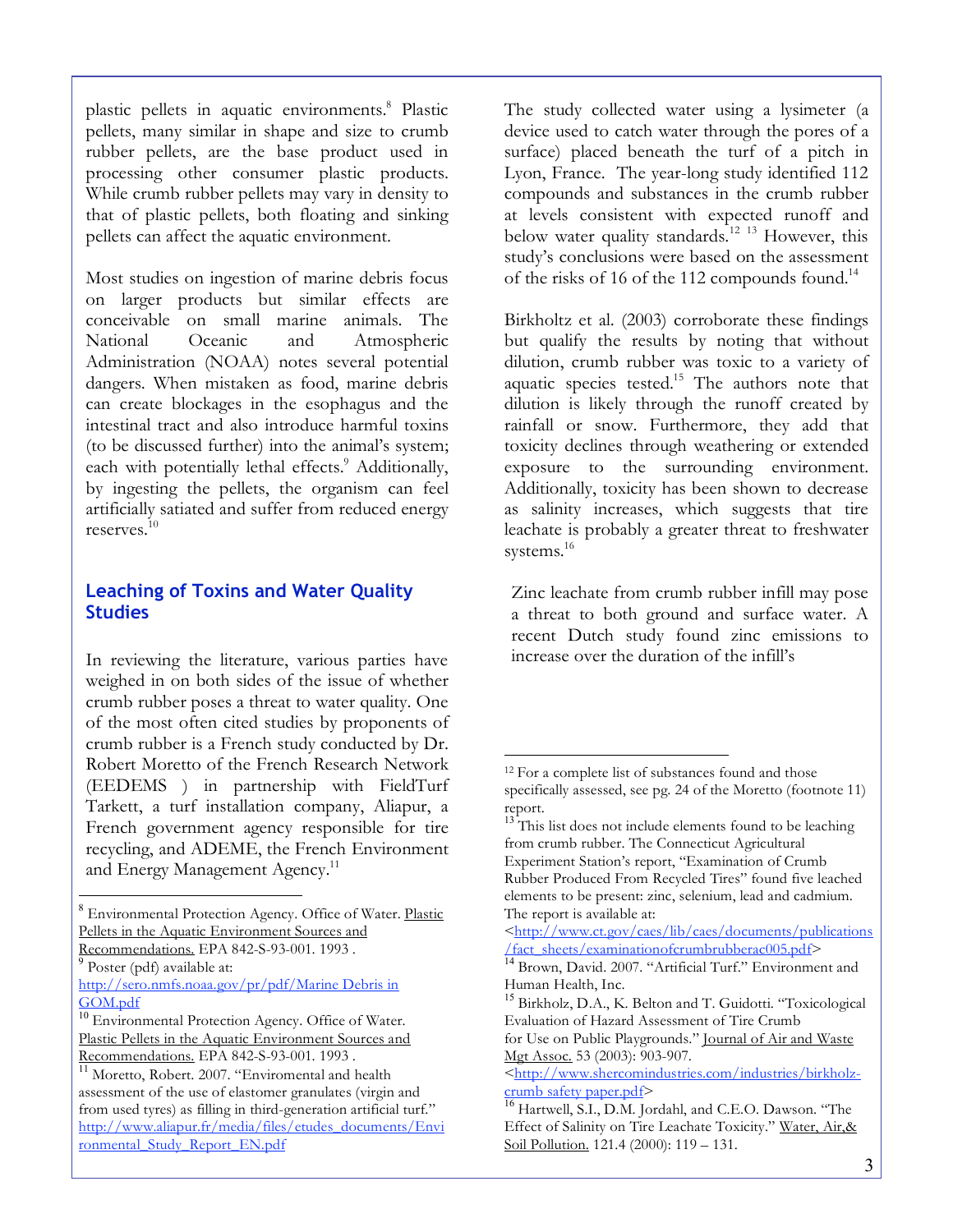plastic pellets in aquatic environments.[8] Plastic pellets, many similar in shape and size to crumb rubber pellets, are the base product used in processing other consumer plastic products. While crumb rubber pellets may vary in density to that of plastic pellets, both floating and sinking pellets can affect the aquatic environment.

Most studies on ingestion of marine debris focus on larger products but similar effects are conceivable on small marine animals. The National Oceanic and Atmospheric Administration (NOAA) notes several potential dangers. When mistaken as food, marine debris can create blockages in the esophagus and the intestinal tract and also introduce harmful toxins (to be discussed further) into the animal's system; each with potentially lethal effects.[9] Additionally, by ingesting the pellets, the organism can feel artificially satiated and suffer from reduced energy reserves.[10]

## Leaching of Toxins and Water Quality Studies

In reviewing the literature, various parties have weighed in on both sides of the issue of whether crumb rubber poses a threat to water quality. One of the most often cited studies by proponents of crumb rubber is a French study conducted by Dr. Robert Moretto of the French Research Network (EEDEMS ) in partnership with FieldTurf Tarkett, a turf installation company, Aliapur, a French government agency responsible for tire recycling, and ADEME, the French Environment and Energy Management Agency.[11]

The study collected water using a lysimeter (a device used to catch water through the pores of a surface) placed beneath the turf of a pitch in Lyon, France. The year-long study identified 112 compounds and substances in the crumb rubber at levels consistent with expected runoff and below water quality standards.[12] [13] However, this study's conclusions were based on the assessment of the risks of 16 of the 112 compounds found.[14]

Birkholtz et al. (2003) corroborate these findings but qualify the results by noting that without dilution, crumb rubber was toxic to a variety of aquatic species tested.[15] The authors note that dilution is likely through the runoff created by rainfall or snow. Furthermore, they add that toxicity declines through weathering or extended exposure to the surrounding environment. Additionally, toxicity has been shown to decrease as salinity increases, which suggests that tire leachate is probably a greater threat to freshwater systems.[16]

Zinc leachate from crumb rubber infill may pose a threat to both ground and surface water. A recent Dutch study found zinc emissions to increase over the duration of the infill's

---

[8] Environmental Protection Agency. Office of Water. Plastic Pellets in the Aquatic Environment Sources and Recommendations. EPA 842-S-93-001. 1993 .

[9] Poster (pdf) available at: http://sero.nmfs.noaa.gov/pr/pdf/Marine Debris in GOM.pdf

[10] Environmental Protection Agency. Office of Water. Plastic Pellets in the Aquatic Environment Sources and Recommendations. EPA 842-S-93-001. 1993 .

[11] Moretto, Robert. 2007. "Enviromental and health assessment of the use of elastomer granulates (virgin and from used tyres) as filling in third-generation artificial turf." http://www.aliapur.fr/media/files/etudes_documents/Environmental_Study_Report_EN.pdf

[12] For a complete list of substances found and those specifically assessed, see pg. 24 of the Moretto (footnote 11) report.

[13] This list does not include elements found to be leaching from crumb rubber. The Connecticut Agricultural Experiment Station's report, "Examination of Crumb Rubber Produced From Recycled Tires" found five leached elements to be present: zinc, selenium, lead and cadmium. The report is available at: <http://www.ct.gov/caes/lib/caes/documents/publications/fact_sheets/examinationofcrumbrubberac005.pdf>

[14] Brown, David. 2007. "Artificial Turf." Environment and Human Health, Inc.

[15] Birkholz, D.A., K. Belton and T. Guidotti. "Toxicological Evaluation of Hazard Assessment of Tire Crumb for Use on Public Playgrounds." Journal of Air and Waste Mgt Assoc. 53 (2003): 903-907. <http://www.shercomindustries.com/industries/birkholz-crumb safety paper.pdf>

[16] Hartwell, S.I., D.M. Jordahl, and C.E.O. Dawson. "The Effect of Salinity on Tire Leachate Toxicity." Water, Air,& Soil Pollution. 121.4 (2000): 119 – 131.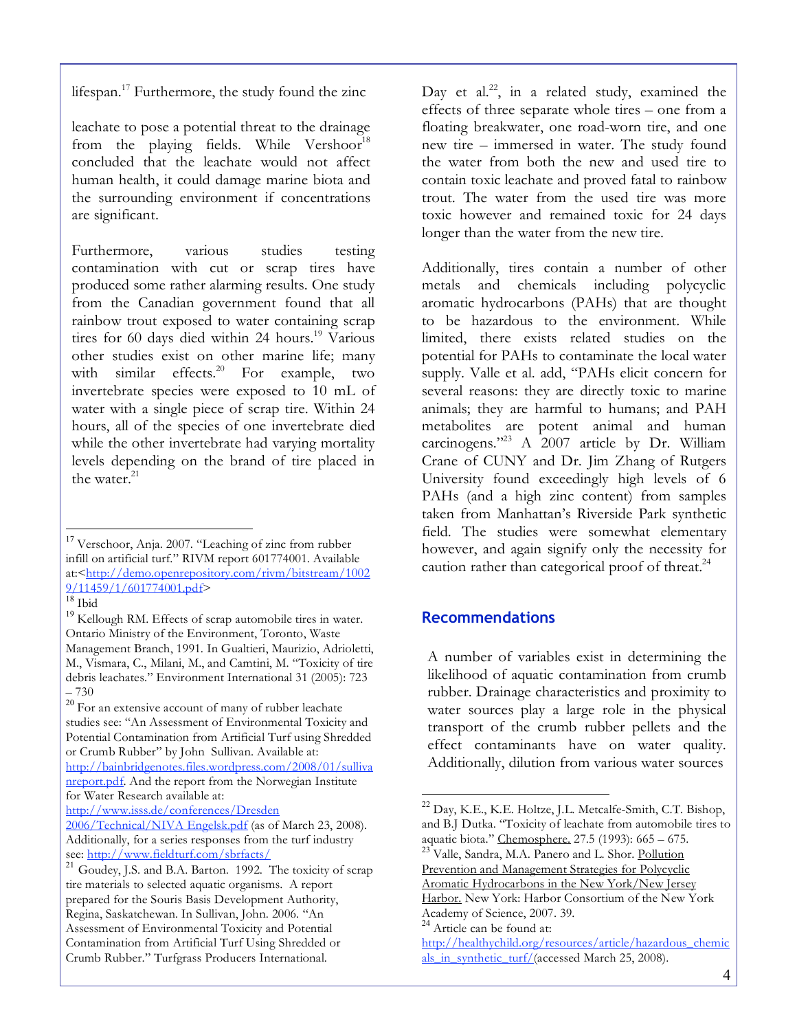lifespan.[17] Furthermore, the study found the zinc leachate to pose a potential threat to the drainage from the playing fields. While Vershoor[18] concluded that the leachate would not affect human health, it could damage marine biota and the surrounding environment if concentrations are significant.

Furthermore, various studies testing contamination with cut or scrap tires have produced some rather alarming results. One study from the Canadian government found that all rainbow trout exposed to water containing scrap tires for 60 days died within 24 hours.[19] Various other studies exist on other marine life; many with similar effects.[20] For example, two invertebrate species were exposed to 10 mL of water with a single piece of scrap tire. Within 24 hours, all of the species of one invertebrate died while the other invertebrate had varying mortality levels depending on the brand of tire placed in the water.[21]

Day et al.[22], in a related study, examined the effects of three separate whole tires – one from a floating breakwater, one road-worn tire, and one new tire – immersed in water. The study found the water from both the new and used tire to contain toxic leachate and proved fatal to rainbow trout. The water from the used tire was more toxic however and remained toxic for 24 days longer than the water from the new tire.

Additionally, tires contain a number of other metals and chemicals including polycyclic aromatic hydrocarbons (PAHs) that are thought to be hazardous to the environment. While limited, there exists related studies on the potential for PAHs to contaminate the local water supply. Valle et al. add, "PAHs elicit concern for several reasons: they are directly toxic to marine animals; they are harmful to humans; and PAH metabolites are potent animal and human carcinogens."[23] A 2007 article by Dr. William Crane of CUNY and Dr. Jim Zhang of Rutgers University found exceedingly high levels of 6 PAHs (and a high zinc content) from samples taken from Manhattan's Riverside Park synthetic field. The studies were somewhat elementary however, and again signify only the necessity for caution rather than categorical proof of threat.[24]

## Recommendations

A number of variables exist in determining the likelihood of aquatic contamination from crumb rubber. Drainage characteristics and proximity to water sources play a large role in the physical transport of the crumb rubber pellets and the effect contaminants have on water quality. Additionally, dilution from various water sources

---

[17] Verschoor, Anja. 2007. "Leaching of zinc from rubber infill on artificial turf." RIVM report 601774001. Available at:<http://demo.openrepository.com/rivm/bitstream/10029/11459/1/601774001.pdf>

[18] Ibid

[19] Kellough RM. Effects of scrap automobile tires in water. Ontario Ministry of the Environment, Toronto, Waste Management Branch, 1991. In Gualtieri, Maurizio, Adrioletti, M., Vismara, C., Milani, M., and Camtini, M. "Toxicity of tire debris leachates." Environment International 31 (2005): 723 – 730

[20] For an extensive account of many of rubber leachate studies see: "An Assessment of Environmental Toxicity and Potential Contamination from Artificial Turf using Shredded or Crumb Rubber" by John Sullivan. Available at: http://bainbridgenotes.files.wordpress.com/2008/01/sullivanreport.pdf. And the report from the Norwegian Institute for Water Research available at: http://www.isss.de/conferences/Dresden2006/Technical/NIVA Engelsk.pdf (as of March 23, 2008). Additionally, for a series responses from the turf industry see: http://www.fieldturf.com/sbrfacts/

[21] Goudey, J.S. and B.A. Barton. 1992. The toxicity of scrap tire materials to selected aquatic organisms. A report prepared for the Souris Basis Development Authority, Regina, Saskatchewan. In Sullivan, John. 2006. "An Assessment of Environmental Toxicity and Potential Contamination from Artificial Turf Using Shredded or Crumb Rubber." Turfgrass Producers International.

[22] Day, K.E., K.E. Holtze, J.L. Metcalfe-Smith, C.T. Bishop, and B.J Dutka. "Toxicity of leachate from automobile tires to aquatic biota." Chemosphere. 27.5 (1993): 665 – 675.

[23] Valle, Sandra, M.A. Panero and L. Shor. Pollution Prevention and Management Strategies for Polycyclic Aromatic Hydrocarbons in the New York/New Jersey Harbor. New York: Harbor Consortium of the New York Academy of Science, 2007. 39.

[24] Article can be found at: http://healthychild.org/resources/article/hazardous_chemicals_in_synthetic_turf/(accessed March 25, 2008).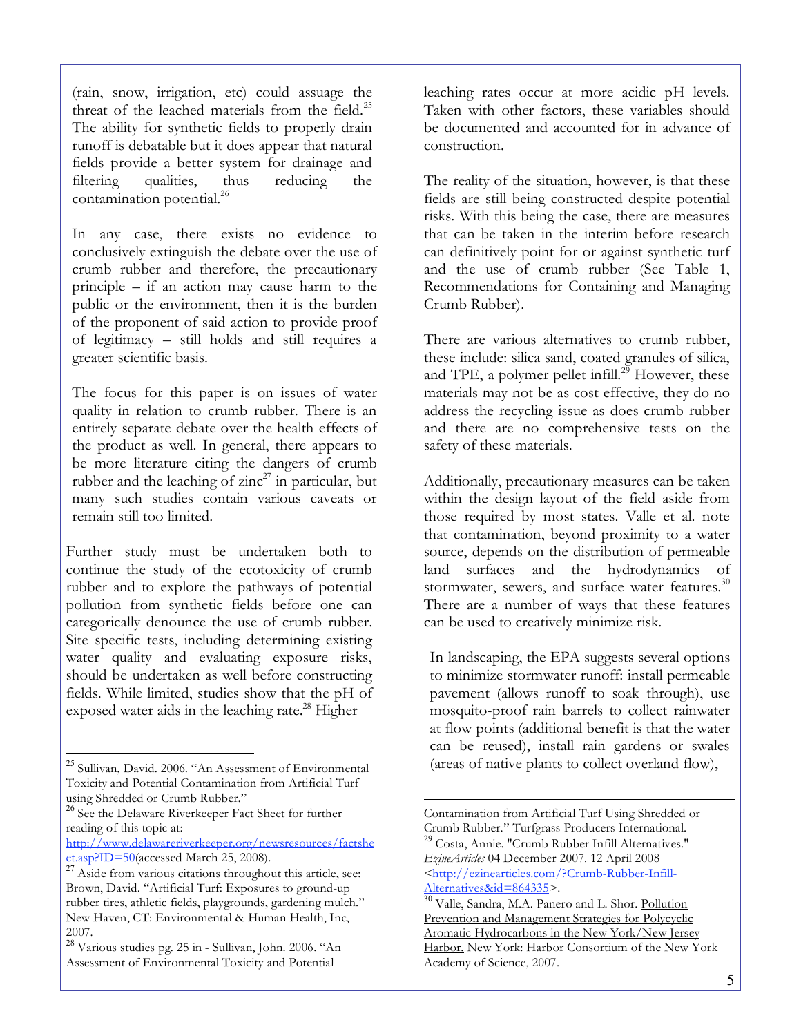(rain, snow, irrigation, etc) could assuage the threat of the leached materials from the field.[25] The ability for synthetic fields to properly drain runoff is debatable but it does appear that natural fields provide a better system for drainage and filtering qualities, thus reducing the contamination potential.[26]

In any case, there exists no evidence to conclusively extinguish the debate over the use of crumb rubber and therefore, the precautionary principle – if an action may cause harm to the public or the environment, then it is the burden of the proponent of said action to provide proof of legitimacy – still holds and still requires a greater scientific basis.

The focus for this paper is on issues of water quality in relation to crumb rubber. There is an entirely separate debate over the health effects of the product as well. In general, there appears to be more literature citing the dangers of crumb rubber and the leaching of zinc[27] in particular, but many such studies contain various caveats or remain still too limited.

Further study must be undertaken both to continue the study of the ecotoxicity of crumb rubber and to explore the pathways of potential pollution from synthetic fields before one can categorically denounce the use of crumb rubber. Site specific tests, including determining existing water quality and evaluating exposure risks, should be undertaken as well before constructing fields. While limited, studies show that the pH of exposed water aids in the leaching rate.[28] Higher leaching rates occur at more acidic pH levels. Taken with other factors, these variables should be documented and accounted for in advance of construction.

The reality of the situation, however, is that these fields are still being constructed despite potential risks. With this being the case, there are measures that can be taken in the interim before research can definitively point for or against synthetic turf and the use of crumb rubber (See Table 1, Recommendations for Containing and Managing Crumb Rubber).

There are various alternatives to crumb rubber, these include: silica sand, coated granules of silica, and TPE, a polymer pellet infill.[29] However, these materials may not be as cost effective, they do no address the recycling issue as does crumb rubber and there are no comprehensive tests on the safety of these materials.

Additionally, precautionary measures can be taken within the design layout of the field aside from those required by most states. Valle et al. note that contamination, beyond proximity to a water source, depends on the distribution of permeable land surfaces and the hydrodynamics of stormwater, sewers, and surface water features.[30] There are a number of ways that these features can be used to creatively minimize risk.

In landscaping, the EPA suggests several options to minimize stormwater runoff: install permeable pavement (allows runoff to soak through), use mosquito-proof rain barrels to collect rainwater at flow points (additional benefit is that the water can be reused), install rain gardens or swales (areas of native plants to collect overland flow),

---

[25] Sullivan, David. 2006. "An Assessment of Environmental Toxicity and Potential Contamination from Artificial Turf using Shredded or Crumb Rubber."

[26] See the Delaware Riverkeeper Fact Sheet for further reading of this topic at: http://www.delawareriverkeeper.org/newsresources/factsheet.asp?ID=50(accessed March 25, 2008).

[27] Aside from various citations throughout this article, see: Brown, David. "Artificial Turf: Exposures to ground-up rubber tires, athletic fields, playgrounds, gardening mulch." New Haven, CT: Environmental & Human Health, Inc, 2007.

[28] Various studies pg. 25 in - Sullivan, John. 2006. "An Assessment of Environmental Toxicity and Potential Contamination from Artificial Turf Using Shredded or Crumb Rubber." Turfgrass Producers International.

[29] Costa, Annie. "Crumb Rubber Infill Alternatives." *EzineArticles* 04 December 2007. 12 April 2008 <http://ezinearticles.com/?Crumb-Rubber-Infill-Alternatives&id=864335>.

[30] Valle, Sandra, M.A. Panero and L. Shor. Pollution Prevention and Management Strategies for Polycyclic Aromatic Hydrocarbons in the New York/New Jersey Harbor. New York: Harbor Consortium of the New York Academy of Science, 2007.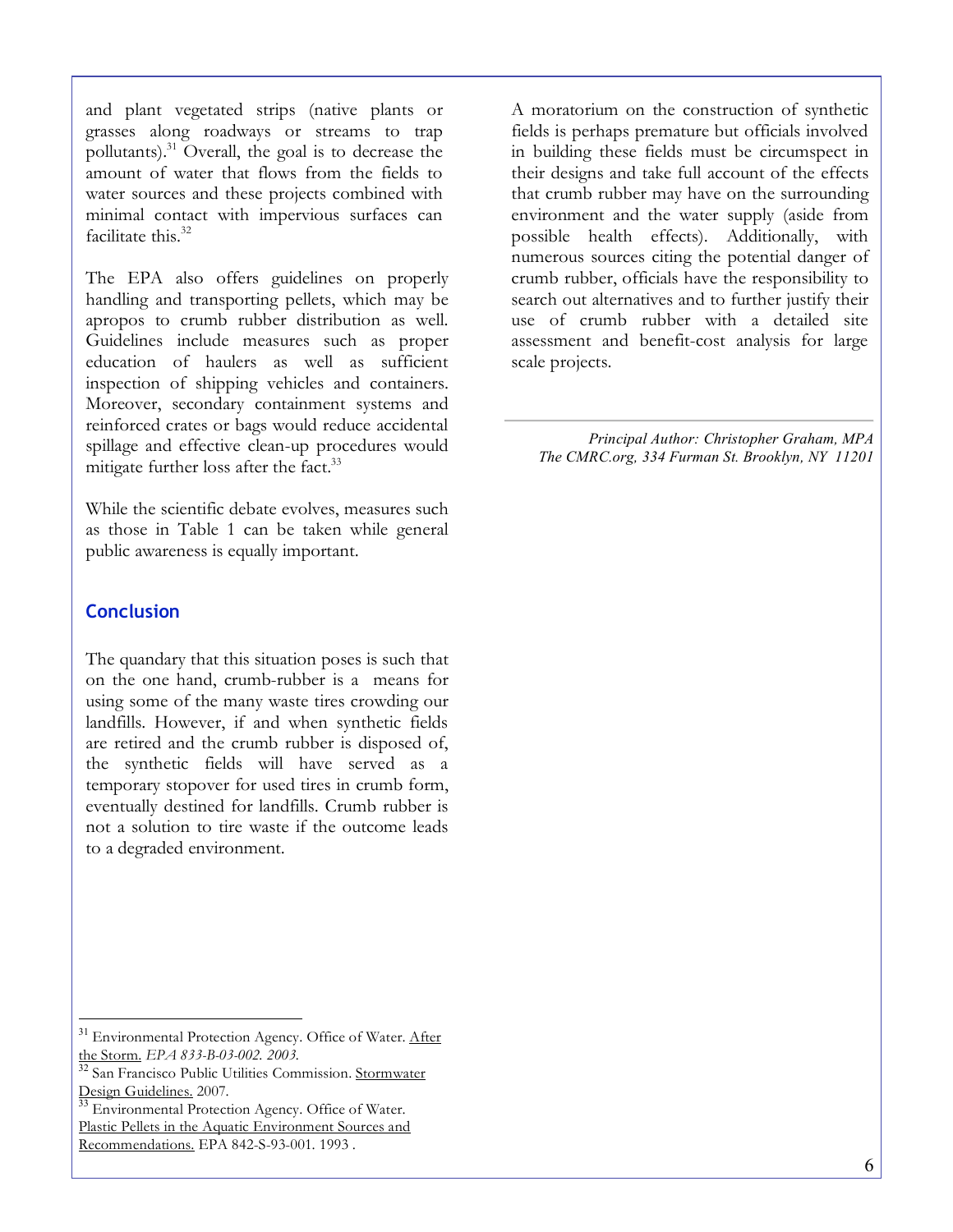and plant vegetated strips (native plants or grasses along roadways or streams to trap pollutants).[31] Overall, the goal is to decrease the amount of water that flows from the fields to water sources and these projects combined with minimal contact with impervious surfaces can facilitate this.[32]

The EPA also offers guidelines on properly handling and transporting pellets, which may be apropos to crumb rubber distribution as well. Guidelines include measures such as proper education of haulers as well as sufficient inspection of shipping vehicles and containers. Moreover, secondary containment systems and reinforced crates or bags would reduce accidental spillage and effective clean-up procedures would mitigate further loss after the fact.[33]

While the scientific debate evolves, measures such as those in Table 1 can be taken while general public awareness is equally important.

## Conclusion

The quandary that this situation poses is such that on the one hand, crumb-rubber is a means for using some of the many waste tires crowding our landfills. However, if and when synthetic fields are retired and the crumb rubber is disposed of, the synthetic fields will have served as a temporary stopover for used tires in crumb form, eventually destined for landfills. Crumb rubber is not a solution to tire waste if the outcome leads to a degraded environment.

A moratorium on the construction of synthetic fields is perhaps premature but officials involved in building these fields must be circumspect in their designs and take full account of the effects that crumb rubber may have on the surrounding environment and the water supply (aside from possible health effects). Additionally, with numerous sources citing the potential danger of crumb rubber, officials have the responsibility to search out alternatives and to further justify their use of crumb rubber with a detailed site assessment and benefit-cost analysis for large scale projects.

---

*Principal Author: Christopher Graham, MPA*
*The CMRC.org, 334 Furman St. Brooklyn, NY 11201*

---

[31] Environmental Protection Agency. Office of Water. After the Storm. *EPA 833-B-03-002. 2003.*

[32] San Francisco Public Utilities Commission. Stormwater Design Guidelines. 2007.

[33] Environmental Protection Agency. Office of Water. Plastic Pellets in the Aquatic Environment Sources and Recommendations. EPA 842-S-93-001. 1993 .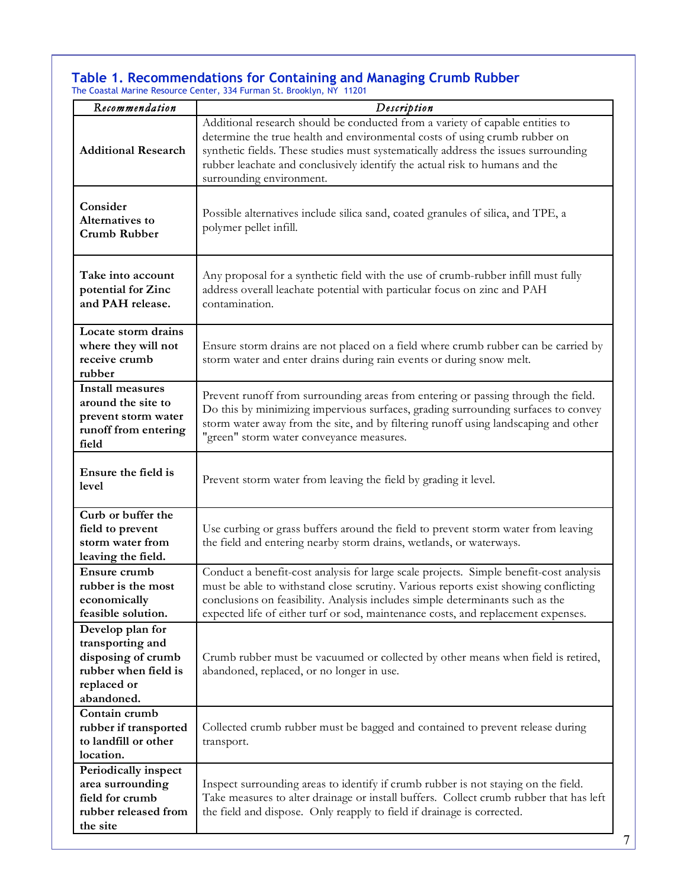### Table 1. Recommendations for Containing and Managing Crumb Rubber

The Coastal Marine Resource Center, 334 Furman St. Brooklyn, NY 11201

| *Recommendation* | *Description* |
|---|---|
| **Additional Research** | Additional research should be conducted from a variety of capable entities to determine the true health and environmental costs of using crumb rubber on synthetic fields. These studies must systematically address the issues surrounding rubber leachate and conclusively identify the actual risk to humans and the surrounding environment. |
| **Consider Alternatives to Crumb Rubber** | Possible alternatives include silica sand, coated granules of silica, and TPE, a polymer pellet infill. |
| **Take into account potential for Zinc and PAH release.** | Any proposal for a synthetic field with the use of crumb-rubber infill must fully address overall leachate potential with particular focus on zinc and PAH contamination. |
| **Locate storm drains where they will not receive crumb rubber** | Ensure storm drains are not placed on a field where crumb rubber can be carried by storm water and enter drains during rain events or during snow melt. |
| **Install measures around the site to prevent storm water runoff from entering field** | Prevent runoff from surrounding areas from entering or passing through the field. Do this by minimizing impervious surfaces, grading surrounding surfaces to convey storm water away from the site, and by filtering runoff using landscaping and other "green" storm water conveyance measures. |
| **Ensure the field is level** | Prevent storm water from leaving the field by grading it level. |
| **Curb or buffer the field to prevent storm water from leaving the field.** | Use curbing or grass buffers around the field to prevent storm water from leaving the field and entering nearby storm drains, wetlands, or waterways. |
| **Ensure crumb rubber is the most economically feasible solution.** | Conduct a benefit-cost analysis for large scale projects. Simple benefit-cost analysis must be able to withstand close scrutiny. Various reports exist showing conflicting conclusions on feasibility. Analysis includes simple determinants such as the expected life of either turf or sod, maintenance costs, and replacement expenses. |
| **Develop plan for transporting and disposing of crumb rubber when field is replaced or abandoned.** | Crumb rubber must be vacuumed or collected by other means when field is retired, abandoned, replaced, or no longer in use. |
| **Contain crumb rubber if transported to landfill or other location.** | Collected crumb rubber must be bagged and contained to prevent release during transport. |
| **Periodically inspect area surrounding field for crumb rubber released from the site** | Inspect surrounding areas to identify if crumb rubber is not staying on the field. Take measures to alter drainage or install buffers. Collect crumb rubber that has left the field and dispose. Only reapply to field if drainage is corrected. |